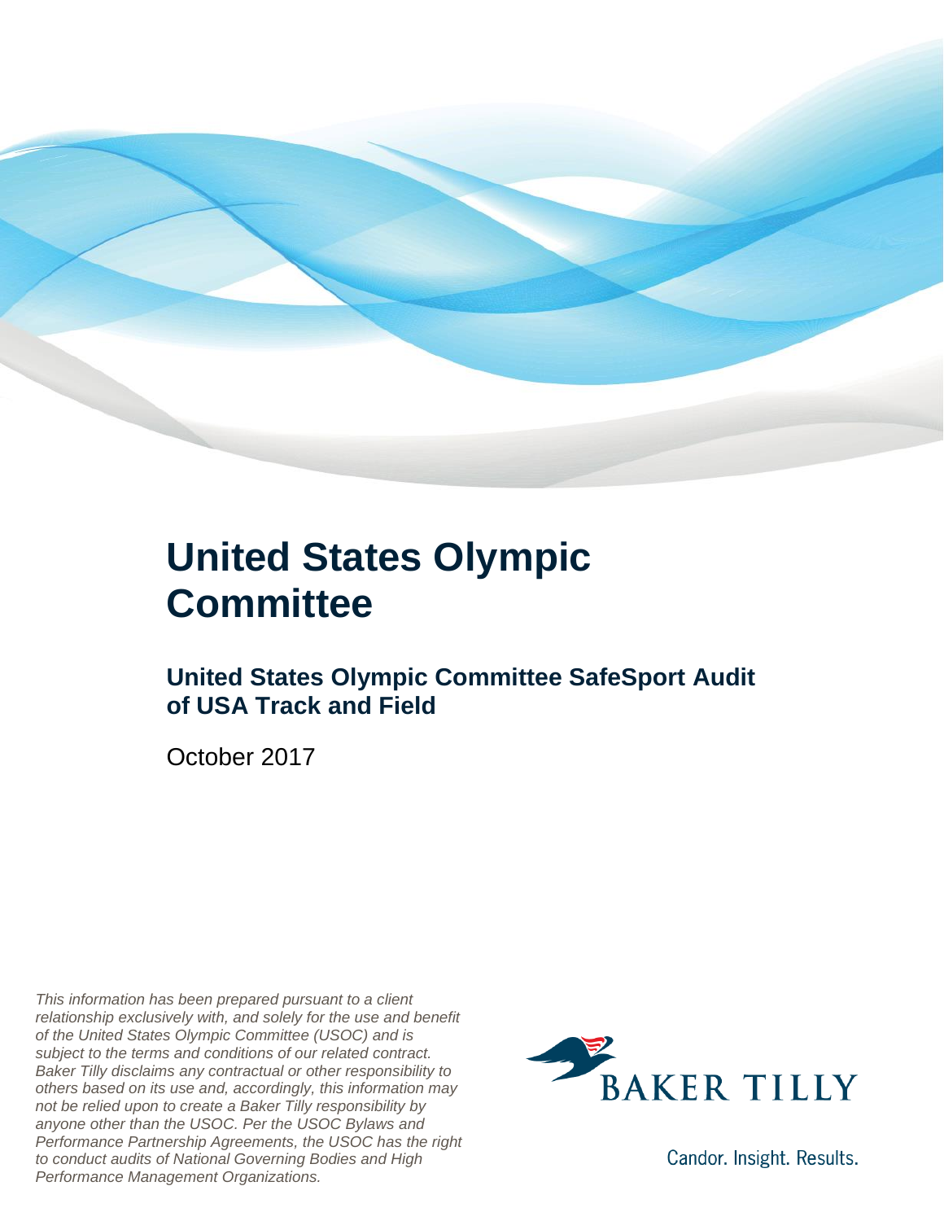# United States Olympic Committee

## United States Olympic Committee SafeSport Audit of USA Track and Field

October 2017

*This information has been prepared pursuant to a client relationship exclusively with, and solely for the use and benefit of the United States Olympic Committee (USOC) and is subject to the terms and conditions of our related contract. Baker Tilly disclaims any contractual or other responsibility to others based on its use and, accordingly, this information may not be relied upon to create a Baker Tilly responsibility by anyone other than the USOC. Per the USOC Bylaws and Performance Partnership Agreements, the USOC has the right to conduct audits of National Governing Bodies and High Performance Management Organizations.*

BAKER TILLY

Candor. Insight. Results.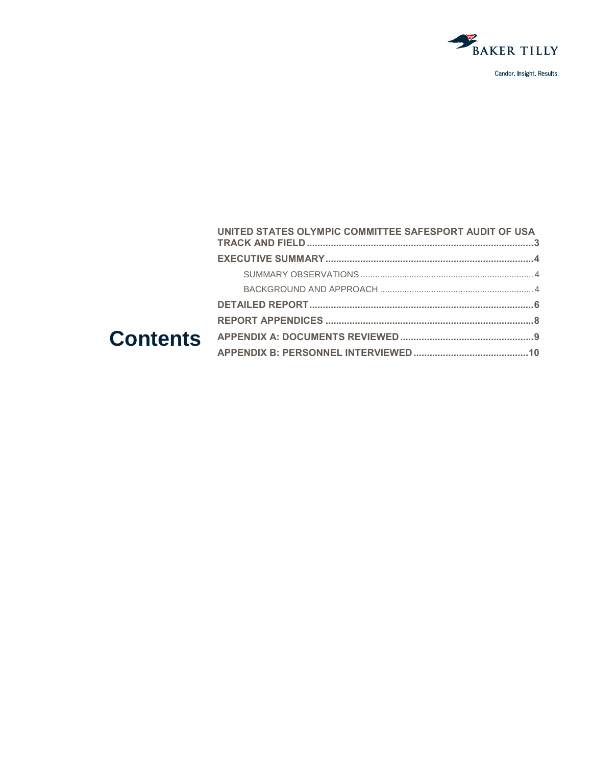# Contents

UNITED STATES OLYMPIC COMMITTEE SAFESPORT AUDIT OF USA TRACK AND FIELD .......... 3

EXECUTIVE SUMMARY .......... 4

- SUMMARY OBSERVATIONS .......... 4
- BACKGROUND AND APPROACH .......... 4

DETAILED REPORT .......... 6

REPORT APPENDICES .......... 8

APPENDIX A: DOCUMENTS REVIEWED .......... 9

APPENDIX B: PERSONNEL INTERVIEWED .......... 10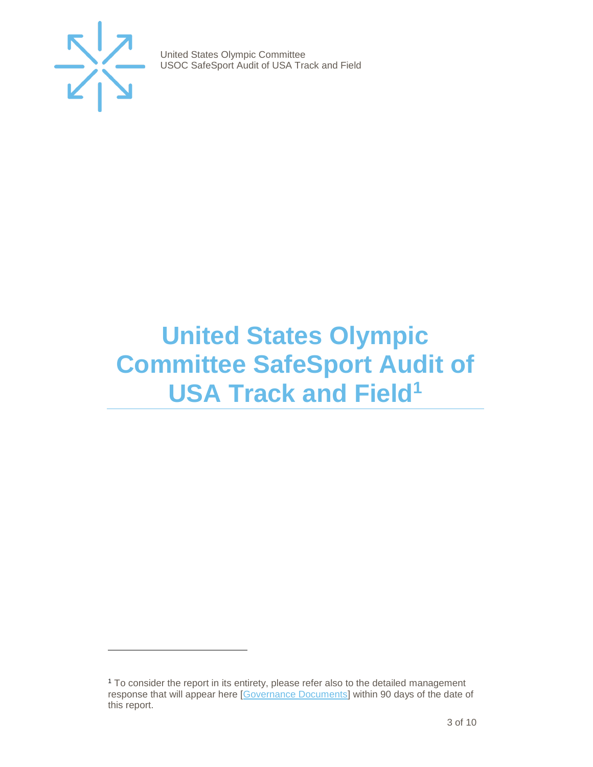# United States Olympic Committee SafeSport Audit of USA Track and Field[1]

[1] To consider the report in its entirety, please refer also to the detailed management response that will appear here [Governance Documents] within 90 days of the date of this report.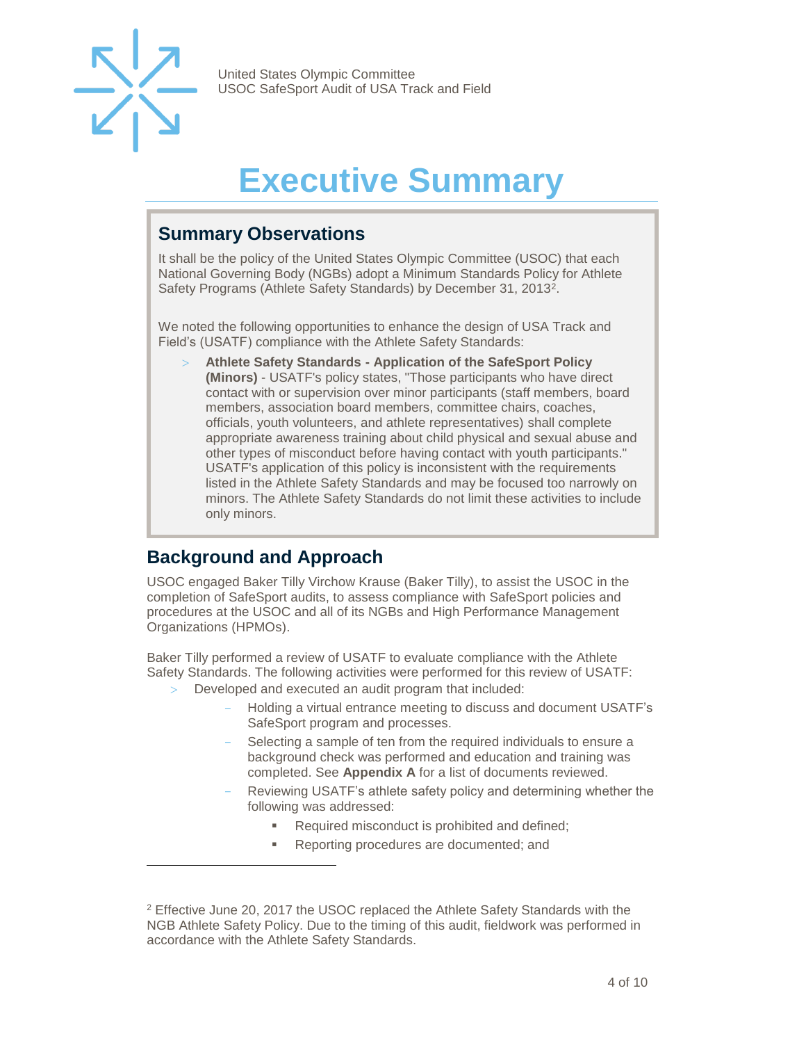# Executive Summary

## Summary Observations

It shall be the policy of the United States Olympic Committee (USOC) that each National Governing Body (NGBs) adopt a Minimum Standards Policy for Athlete Safety Programs (Athlete Safety Standards) by December 31, 2013[2].

We noted the following opportunities to enhance the design of USA Track and Field's (USATF) compliance with the Athlete Safety Standards:

- **Athlete Safety Standards - Application of the SafeSport Policy (Minors)** - USATF's policy states, "Those participants who have direct contact with or supervision over minor participants (staff members, board members, association board members, committee chairs, coaches, officials, youth volunteers, and athlete representatives) shall complete appropriate awareness training about child physical and sexual abuse and other types of misconduct before having contact with youth participants." USATF's application of this policy is inconsistent with the requirements listed in the Athlete Safety Standards and may be focused too narrowly on minors. The Athlete Safety Standards do not limit these activities to include only minors.

## Background and Approach

USOC engaged Baker Tilly Virchow Krause (Baker Tilly), to assist the USOC in the completion of SafeSport audits, to assess compliance with SafeSport policies and procedures at the USOC and all of its NGBs and High Performance Management Organizations (HPMOs).

Baker Tilly performed a review of USATF to evaluate compliance with the Athlete Safety Standards. The following activities were performed for this review of USATF:

- Developed and executed an audit program that included:
  - Holding a virtual entrance meeting to discuss and document USATF's SafeSport program and processes.
  - Selecting a sample of ten from the required individuals to ensure a background check was performed and education and training was completed. See **Appendix A** for a list of documents reviewed.
  - Reviewing USATF's athlete safety policy and determining whether the following was addressed:
    - Required misconduct is prohibited and defined;
    - Reporting procedures are documented; and

[2] Effective June 20, 2017 the USOC replaced the Athlete Safety Standards with the NGB Athlete Safety Policy. Due to the timing of this audit, fieldwork was performed in accordance with the Athlete Safety Standards.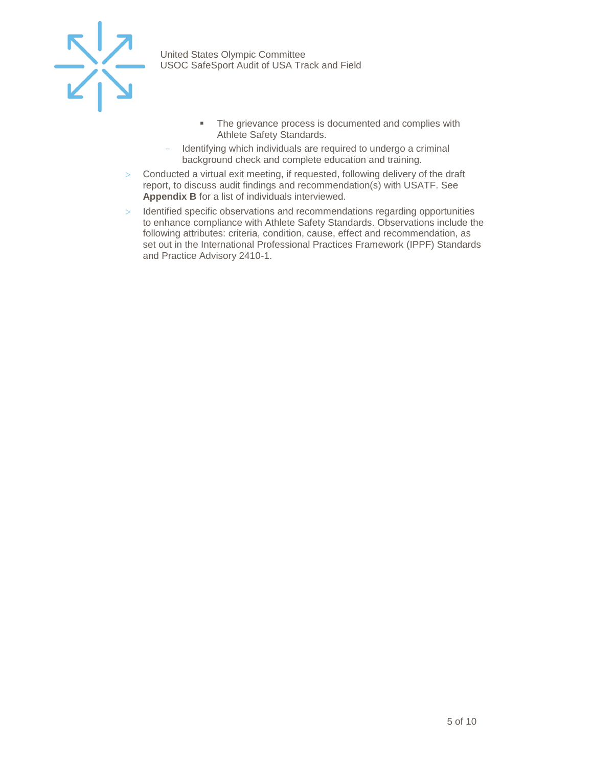- The grievance process is documented and complies with Athlete Safety Standards.
  - Identifying which individuals are required to undergo a criminal background check and complete education and training.
- Conducted a virtual exit meeting, if requested, following delivery of the draft report, to discuss audit findings and recommendation(s) with USATF. See **Appendix B** for a list of individuals interviewed.
- Identified specific observations and recommendations regarding opportunities to enhance compliance with Athlete Safety Standards. Observations include the following attributes: criteria, condition, cause, effect and recommendation, as set out in the International Professional Practices Framework (IPPF) Standards and Practice Advisory 2410-1.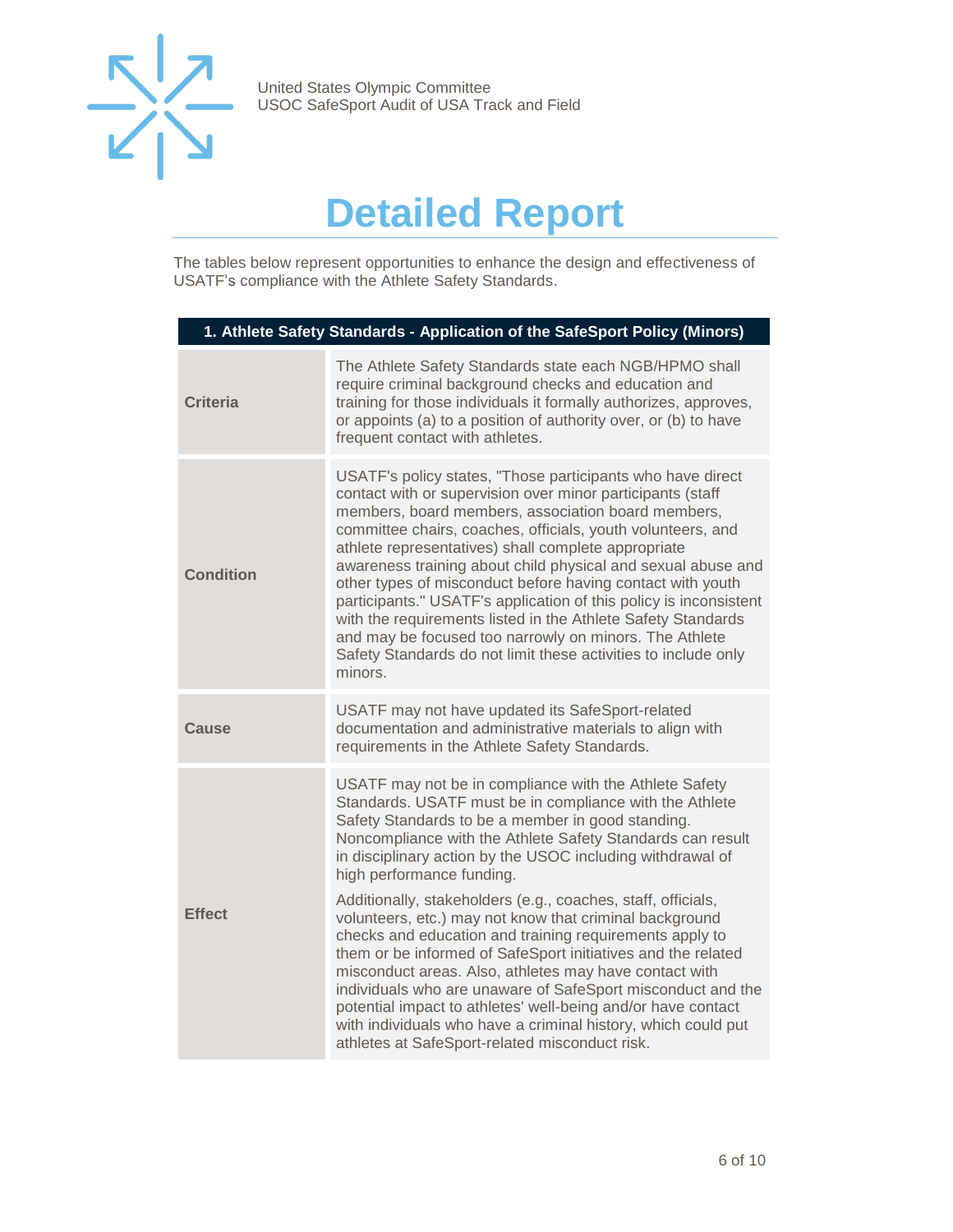# Detailed Report

The tables below represent opportunities to enhance the design and effectiveness of USATF's compliance with the Athlete Safety Standards.

| 1. Athlete Safety Standards - Application of the SafeSport Policy (Minors) | |
|---|---|
| **Criteria** | The Athlete Safety Standards state each NGB/HPMO shall require criminal background checks and education and training for those individuals it formally authorizes, approves, or appoints (a) to a position of authority over, or (b) to have frequent contact with athletes. |
| **Condition** | USATF's policy states, "Those participants who have direct contact with or supervision over minor participants (staff members, board members, association board members, committee chairs, coaches, officials, youth volunteers, and athlete representatives) shall complete appropriate awareness training about child physical and sexual abuse and other types of misconduct before having contact with youth participants." USATF's application of this policy is inconsistent with the requirements listed in the Athlete Safety Standards and may be focused too narrowly on minors. The Athlete Safety Standards do not limit these activities to include only minors. |
| **Cause** | USATF may not have updated its SafeSport-related documentation and administrative materials to align with requirements in the Athlete Safety Standards. |
| **Effect** | USATF may not be in compliance with the Athlete Safety Standards. USATF must be in compliance with the Athlete Safety Standards to be a member in good standing. Noncompliance with the Athlete Safety Standards can result in disciplinary action by the USOC including withdrawal of high performance funding.<br><br>Additionally, stakeholders (e.g., coaches, staff, officials, volunteers, etc.) may not know that criminal background checks and education and training requirements apply to them or be informed of SafeSport initiatives and the related misconduct areas. Also, athletes may have contact with individuals who are unaware of SafeSport misconduct and the potential impact to athletes' well-being and/or have contact with individuals who have a criminal history, which could put athletes at SafeSport-related misconduct risk. |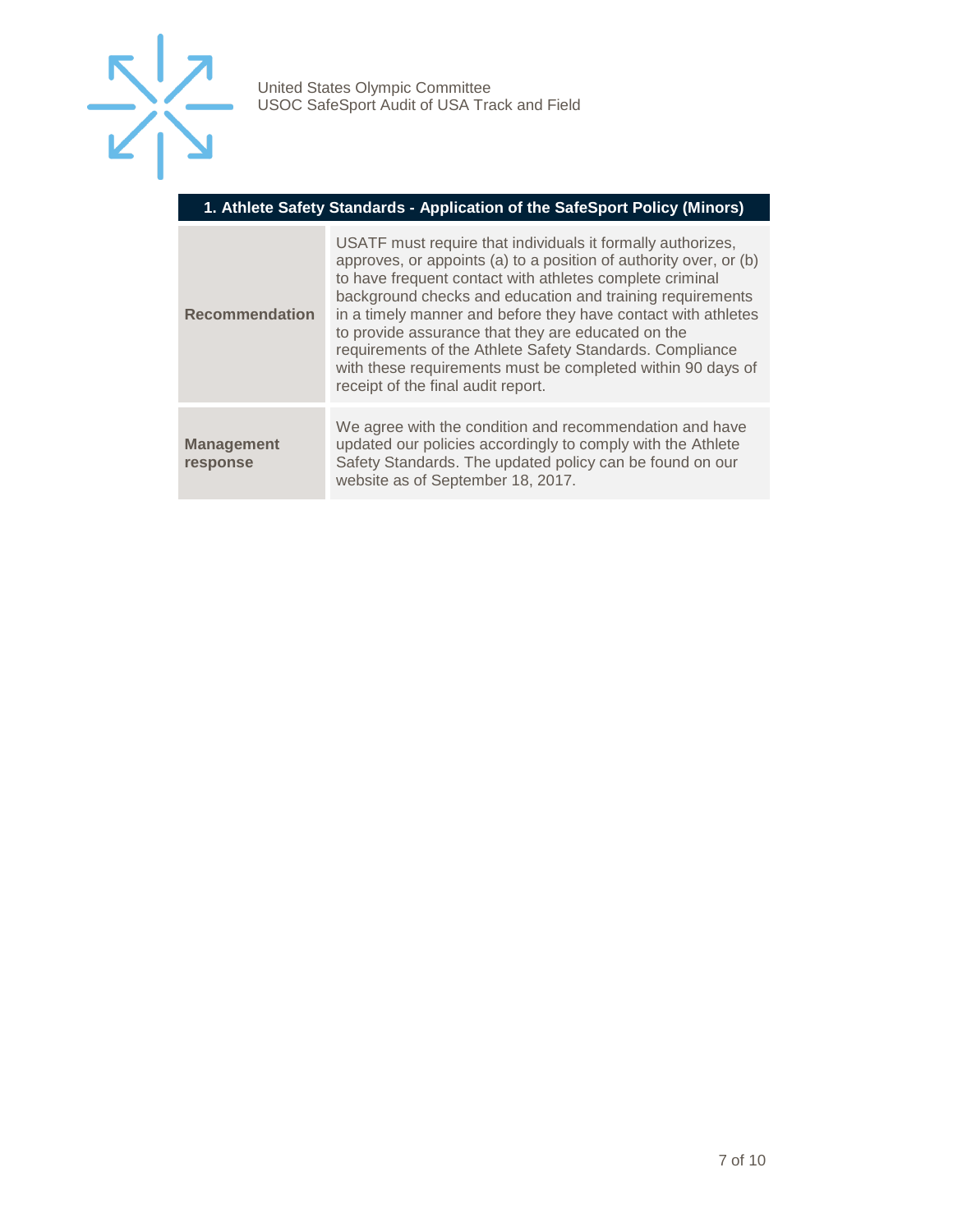| 1. Athlete Safety Standards - Application of the SafeSport Policy (Minors) | |
|---|---|
| **Recommendation** | USATF must require that individuals it formally authorizes, approves, or appoints (a) to a position of authority over, or (b) to have frequent contact with athletes complete criminal background checks and education and training requirements in a timely manner and before they have contact with athletes to provide assurance that they are educated on the requirements of the Athlete Safety Standards. Compliance with these requirements must be completed within 90 days of receipt of the final audit report. |
| **Management response** | We agree with the condition and recommendation and have updated our policies accordingly to comply with the Athlete Safety Standards. The updated policy can be found on our website as of September 18, 2017. |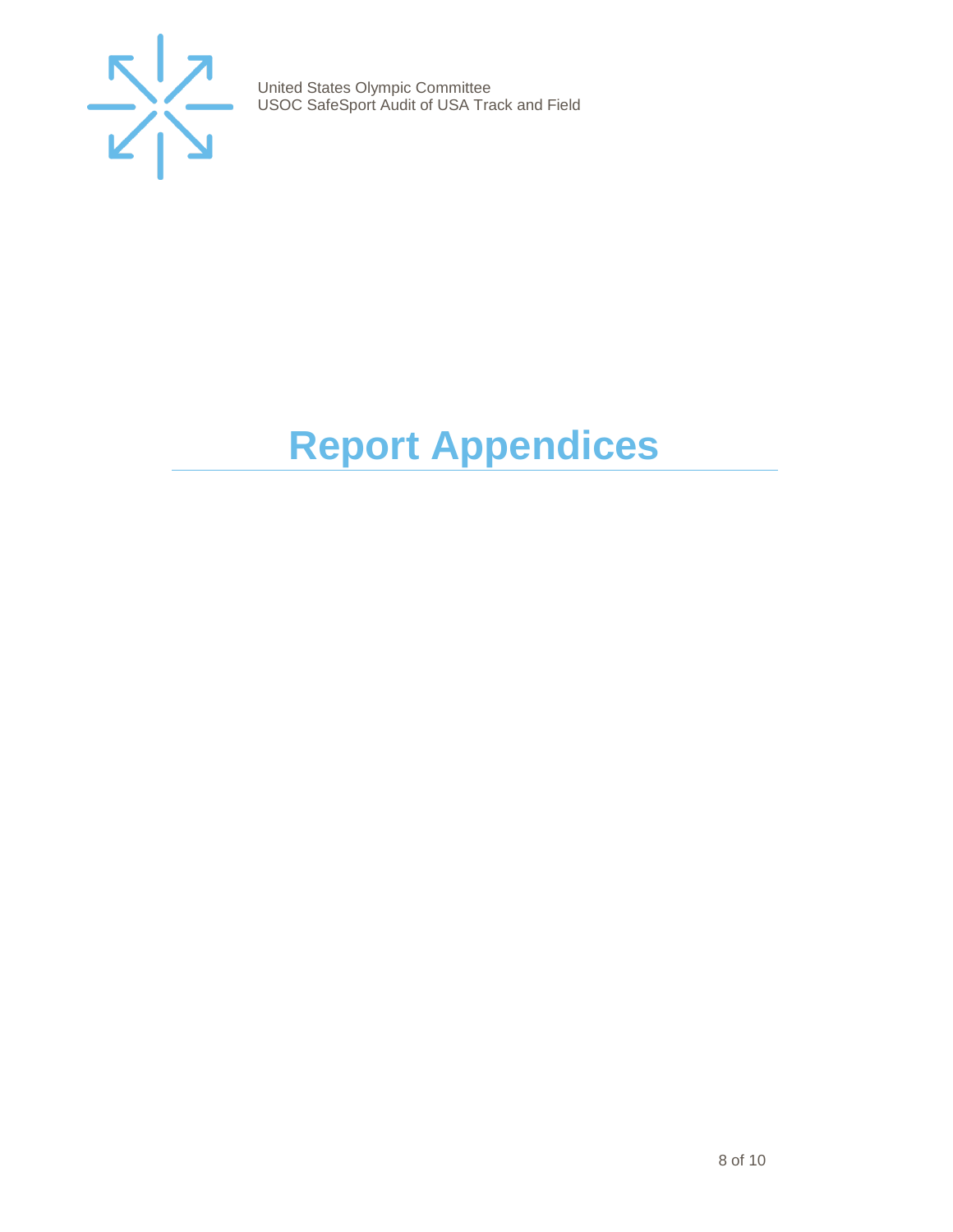# Report Appendices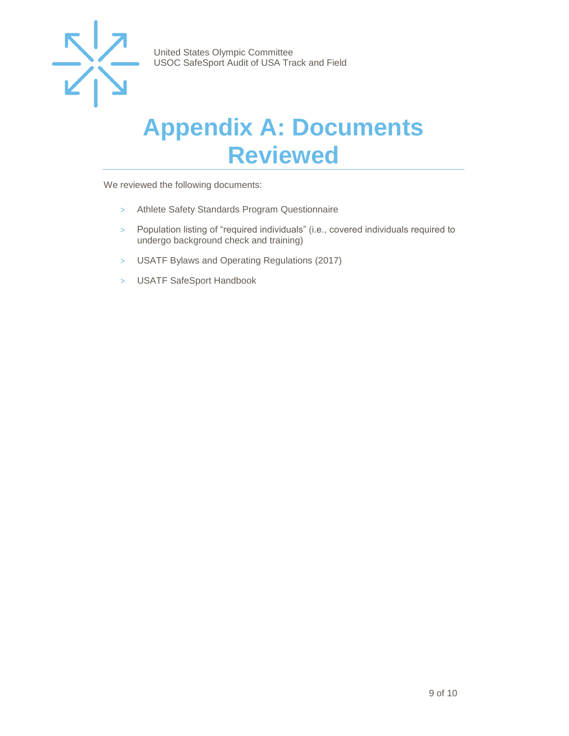# Appendix A: Documents Reviewed

We reviewed the following documents:

- Athlete Safety Standards Program Questionnaire
- Population listing of “required individuals” (i.e., covered individuals required to undergo background check and training)
- USATF Bylaws and Operating Regulations (2017)
- USATF SafeSport Handbook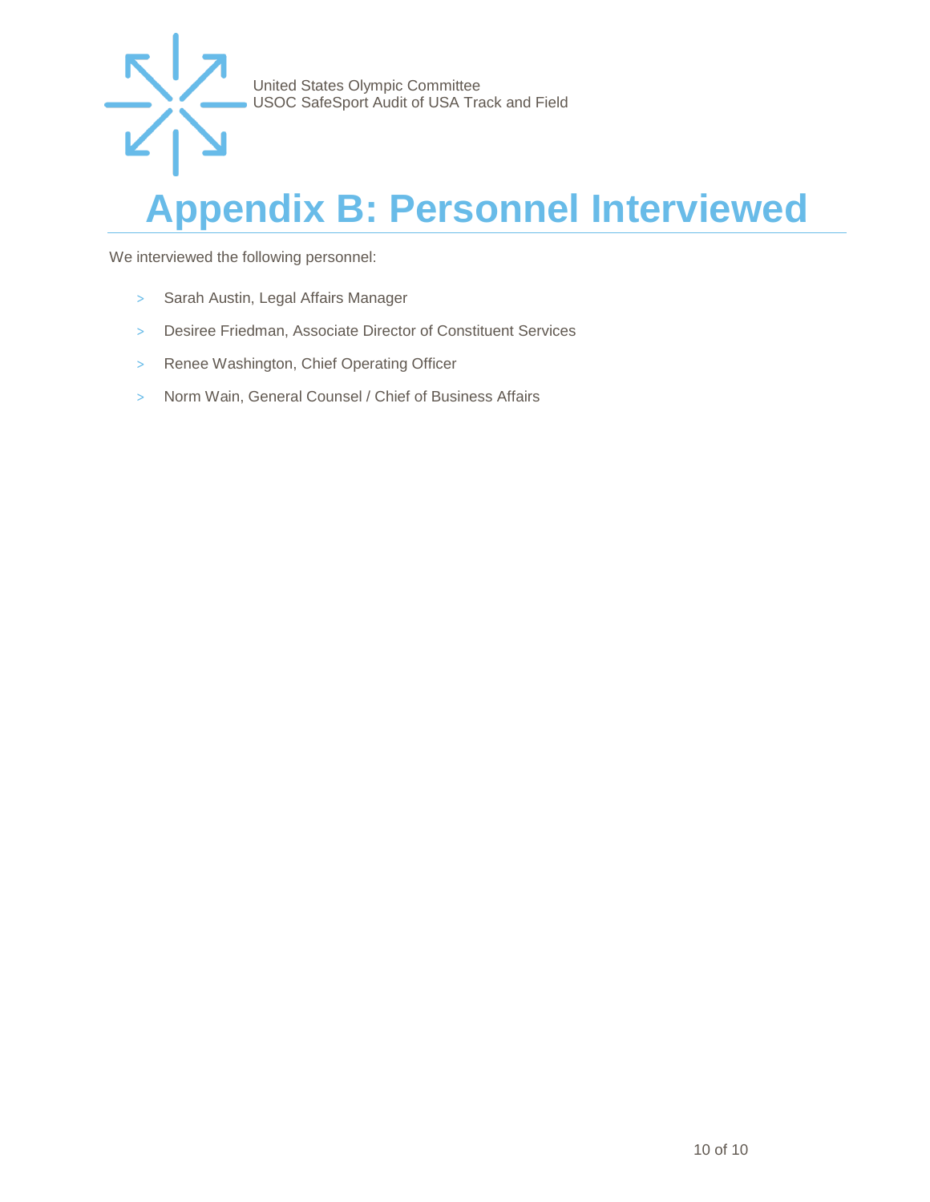# Appendix B: Personnel Interviewed

We interviewed the following personnel:

- Sarah Austin, Legal Affairs Manager
- Desiree Friedman, Associate Director of Constituent Services
- Renee Washington, Chief Operating Officer
- Norm Wain, General Counsel / Chief of Business Affairs